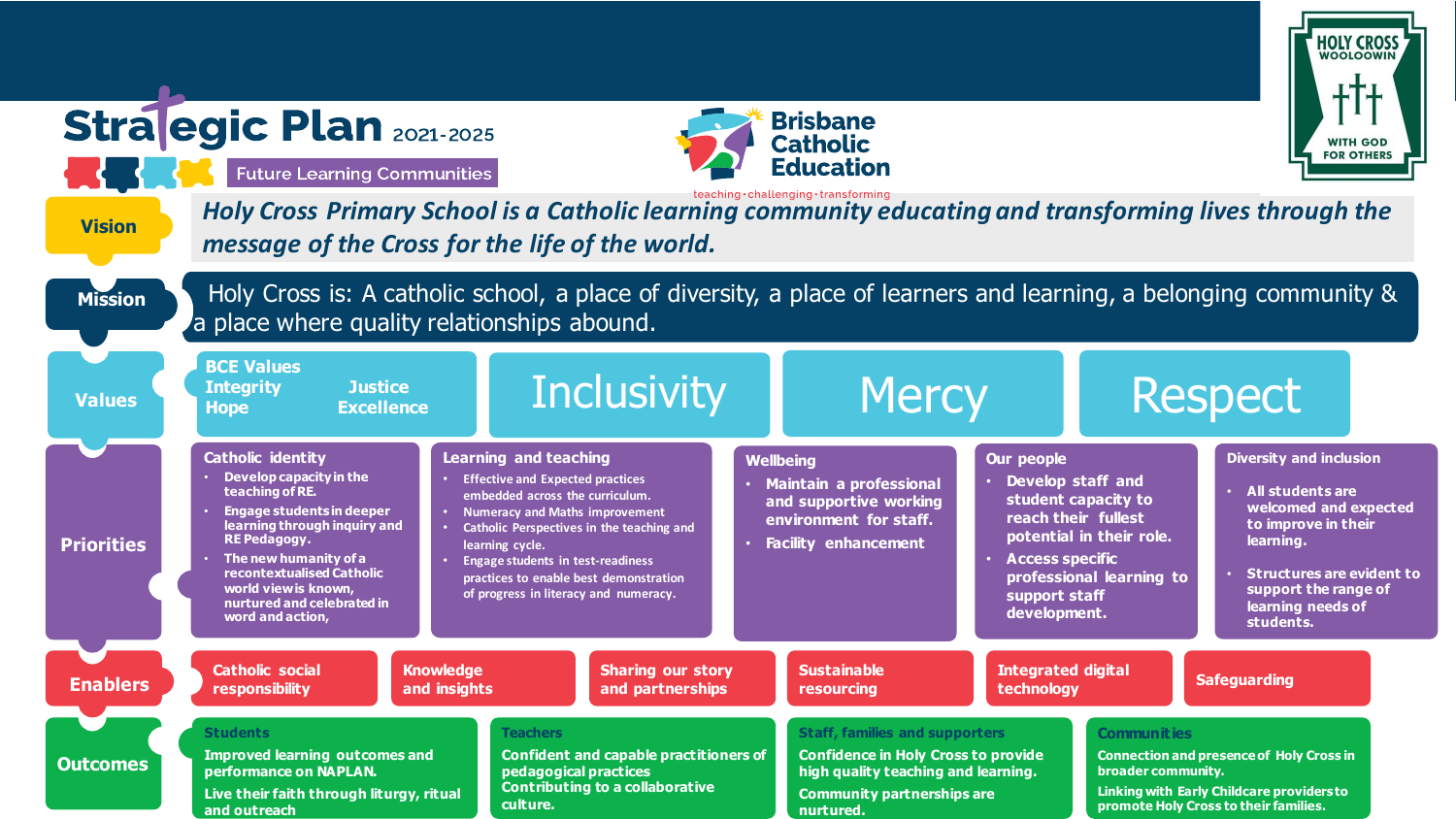# Strategic Plan 2021-2025

Future Learning Communities

Brisbane Catholic Education
teaching · challenging · transforming

HOLY CROSS WOOLOOWIN
WITH GOD FOR OTHERS

## Vision

*Holy Cross Primary School is a Catholic learning community educating and transforming lives through the message of the Cross for the life of the world.*

## Mission

Holy Cross is: A catholic school, a place of diversity, a place of learners and learning, a belonging community & a place where quality relationships abound.

## Values

**BCE Values**
- Integrity
- Justice
- Hope
- Excellence

**Inclusivity**

**Mercy**

**Respect**

## Priorities

### Catholic identity
- Develop capacity in the teaching of RE.
- Engage students in deeper learning through inquiry and RE Pedagogy.
- The new humanity of a recontextualised Catholic world view is known, nurtured and celebrated in word and action,

### Learning and teaching
- Effective and Expected practices embedded across the curriculum.
- Numeracy and Maths improvement
- Catholic Perspectives in the teaching and learning cycle.
- Engage students in test-readiness practices to enable best demonstration of progress in literacy and numeracy.

### Wellbeing
- Maintain a professional and supportive working environment for staff.
- Facility enhancement

### Our people
- Develop staff and student capacity to reach their fullest potential in their role.
- Access specific professional learning to support staff development.

### Diversity and inclusion
- All students are welcomed and expected to improve in their learning.
- Structures are evident to support the range of learning needs of students.

## Enablers

- Catholic social responsibility
- Knowledge and insights
- Sharing our story and partnerships
- Sustainable resourcing
- Integrated digital technology
- Safeguarding

## Outcomes

### Students
Improved learning outcomes and performance on NAPLAN.

Live their faith through liturgy, ritual and outreach

### Teachers
Confident and capable practitioners of pedagogical practices

Contributing to a collaborative culture.

### Staff, families and supporters
Confidence in Holy Cross to provide high quality teaching and learning.

Community partnerships are nurtured.

### Communities
Connection and presence of Holy Cross in broader community.

Linking with Early Childcare providers to promote Holy Cross to their families.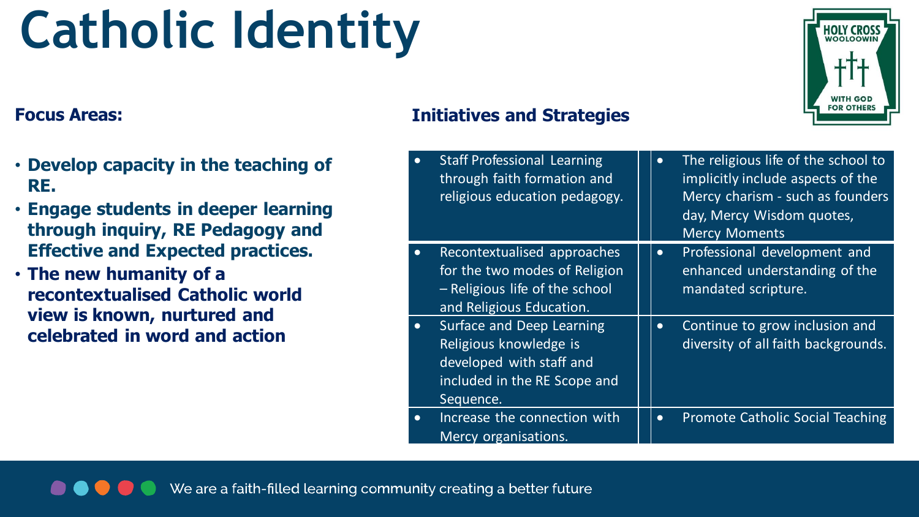# Catholic Identity

### Focus Areas:

- **Develop capacity in the teaching of RE.**
- **Engage students in deeper learning through inquiry, RE Pedagogy and Effective and Expected practices.**
- **The new humanity of a recontextualised Catholic world view is known, nurtured and celebrated in word and action**

### Initiatives and Strategies

| | |
|---|---|
| Staff Professional Learning through faith formation and religious education pedagogy. | The religious life of the school to implicitly include aspects of the Mercy charism - such as founders day, Mercy Wisdom quotes, Mercy Moments |
| Recontextualised approaches for the two modes of Religion – Religious life of the school and Religious Education. | Professional development and enhanced understanding of the mandated scripture. |
| Surface and Deep Learning Religious knowledge is developed with staff and included in the RE Scope and Sequence. | Continue to grow inclusion and diversity of all faith backgrounds. |
| Increase the connection with Mercy organisations. | Promote Catholic Social Teaching |

We are a faith-filled learning community creating a better future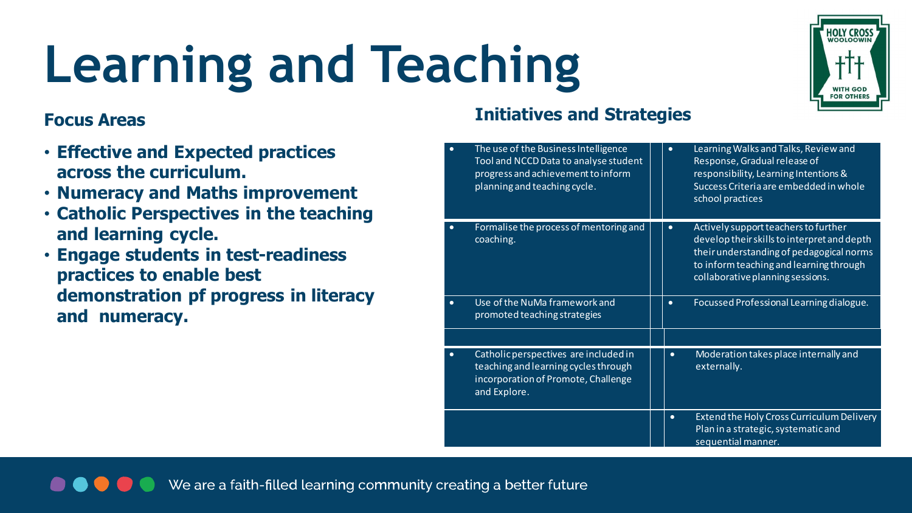# Learning and Teaching

### Focus Areas

- **Effective and Expected practices across the curriculum.**
- **Numeracy and Maths improvement**
- **Catholic Perspectives in the teaching and learning cycle.**
- **Engage students in test-readiness practices to enable best demonstration pf progress in literacy and numeracy.**

### Initiatives and Strategies

| | |
|---|---|
| • The use of the Business Intelligence Tool and NCCD Data to analyse student progress and achievement to inform planning and teaching cycle. | • Learning Walks and Talks, Review and Response, Gradual release of responsibility, Learning Intentions & Success Criteria are embedded in whole school practices |
| • Formalise the process of mentoring and coaching. | • Actively support teachers to further develop their skills to interpret and depth their understanding of pedagogical norms to inform teaching and learning through collaborative planning sessions. |
| • Use of the NuMa framework and promoted teaching strategies | • Focussed Professional Learning dialogue. |
| | |
| • Catholic perspectives are included in teaching and learning cycles through incorporation of Promote, Challenge and Explore. | • Moderation takes place internally and externally. |
| | • Extend the Holy Cross Curriculum Delivery Plan in a strategic, systematic and sequential manner. |

We are a faith-filled learning community creating a better future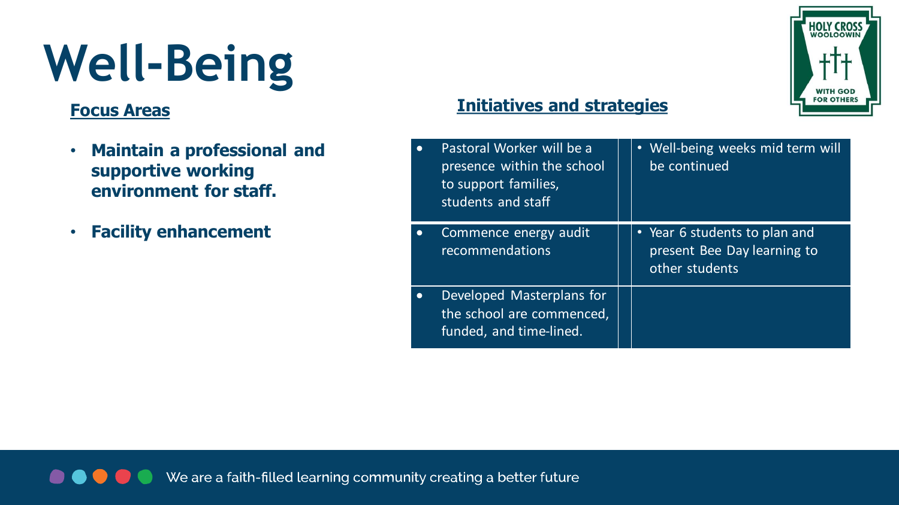# Well-Being

**Focus Areas**

- **Maintain a professional and supportive working environment for staff.**
- **Facility enhancement**

**Initiatives and strategies**

| | |
|---|---|
| • Pastoral Worker will be a presence within the school to support families, students and staff | • Well-being weeks mid term will be continued |
| • Commence energy audit recommendations | • Year 6 students to plan and present Bee Day learning to other students |
| • Developed Masterplans for the school are commenced, funded, and time-lined. | |

We are a faith-filled learning community creating a better future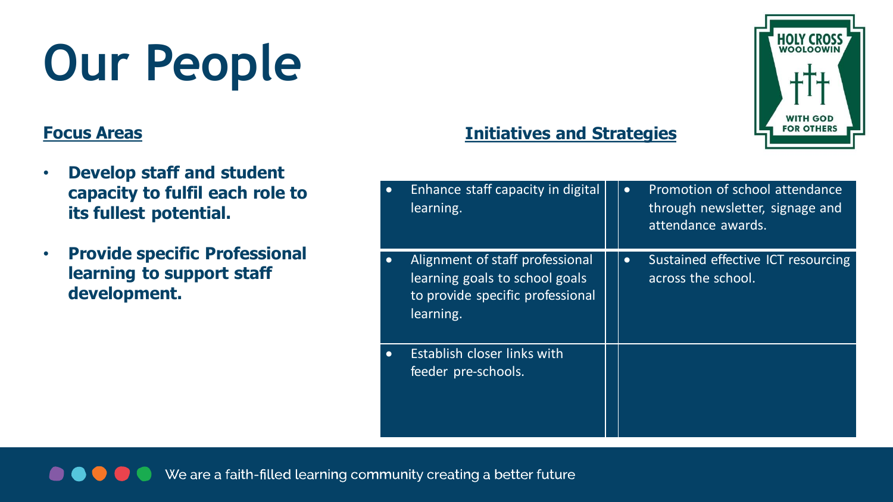# Our People

## Focus Areas

- **Develop staff and student capacity to fulfil each role to its fullest potential.**
- **Provide specific Professional learning to support staff development.**

## Initiatives and Strategies

| | |
|---|---|
| • Enhance staff capacity in digital learning. | • Promotion of school attendance through newsletter, signage and attendance awards. |
| • Alignment of staff professional learning goals to school goals to provide specific professional learning. | • Sustained effective ICT resourcing across the school. |
| • Establish closer links with feeder pre-schools. | |

We are a faith-filled learning community creating a better future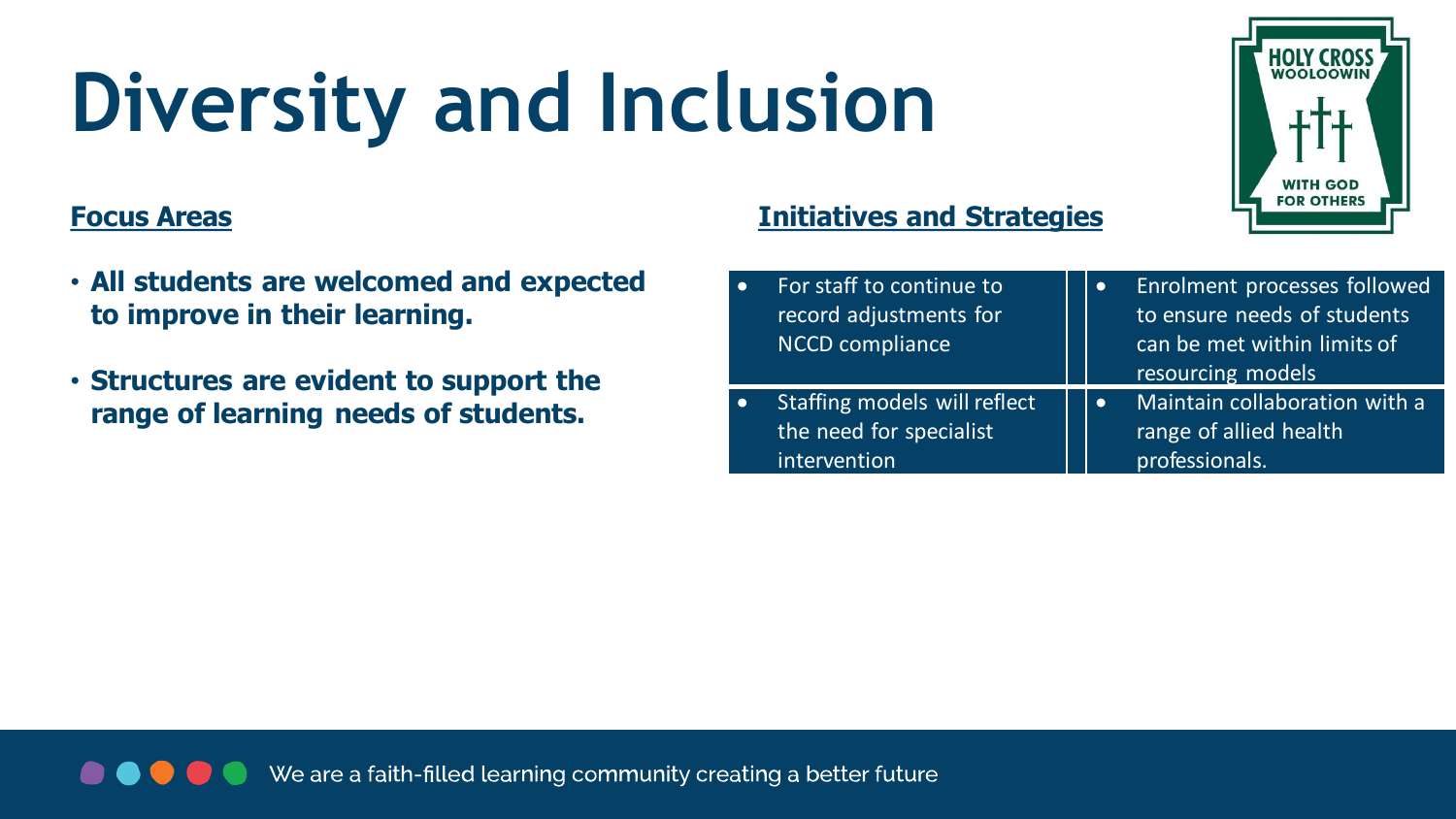# Diversity and Inclusion

## Focus Areas

- **All students are welcomed and expected to improve in their learning.**
- **Structures are evident to support the range of learning needs of students.**

## Initiatives and Strategies

| | |
|---|---|
| • For staff to continue to record adjustments for NCCD compliance | • Enrolment processes followed to ensure needs of students can be met within limits of resourcing models |
| • Staffing models will reflect the need for specialist intervention | • Maintain collaboration with a range of allied health professionals. |